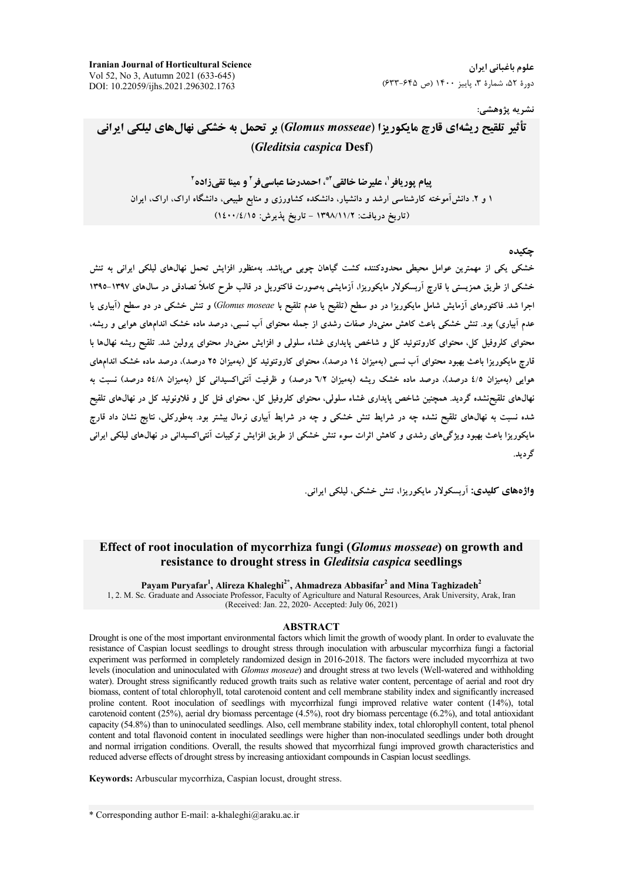نشریه پژوهشی:

# تأثیر تلقیح ریشه‌ای قارچ مایکوریزا (*Glomus mosseae*) بر تحمل به خشکی نهال‌های لیلکی ایرانی (*Gleditsia caspica* Desf)

**پیام پوریافر[1]، علیرضا خالقی[2*]، احمدرضا عباسی‌فر[2] و مینا تقی‌زاده[2]**

۱ و ۲. دانش‌آموخته کارشناسی ارشد و دانشیار، دانشکده کشاورزی و منابع طبیعی، دانشگاه اراک، اراک، ایران

(تاریخ دریافت: ۱۳۹۸/۱۱/۲ - تاریخ پذیرش: ۱۴۰۰/٤/۱۵)

## چکیده

خشکی یکی از مهمترین عوامل محیطی محدودکننده کشت گیاهان چوبی می‌باشد. به‌منظور افزایش تحمل نهال‌های لیلکی ایرانی به تنش خشکی از طریق همزیستی با قارچ آربسکولار مایکوریزا، آزمایشی به‌صورت فاکتوریل در قالب طرح کاملاً تصادفی در سال‌های ۱۳۹۷-۱۳۹۵ اجرا شد. فاکتورهای آزمایش شامل مایکوریزا در دو سطح (تلقیح یا عدم تلقیح با *Glomus moseae*) و تنش خشکی در دو سطح (آبیاری یا عدم آبیاری) بود. تنش خشکی باعث کاهش معنی‌دار صفات رشدی از جمله محتوای آب نسبی، درصد ماده خشک اندام‌های هوایی و ریشه، محتوای کلروفیل کل، محتوای کاروتنوئید کل و شاخص پایداری غشاء سلولی و افزایش معنی‌دار محتوای پرولین شد. تلقیح ریشه نهال‌ها با قارچ مایکوریزا باعث بهبود محتوای آب نسبی (به‌میزان ۱٤ درصد)، محتوای کاروتنوئید کل (به‌میزان ۲۵ درصد)، درصد ماده خشک اندام‌های هوایی (به‌میزان ٤/۵ درصد)، درصد ماده خشک ریشه (به‌میزان ٦/۲ درصد) و ظرفیت آنتی‌اکسیدانی کل (به‌میزان ٥٤/٨ درصد) نسبت به نهال‌های تلقیح‌نشده گردید. همچنین شاخص پایداری غشاء سلولی، محتوای کلروفیل کل، محتوای فنل کل و فلاونوئید کل در نهال‌های تلقیح شده نسبت به نهال‌های تلقیح نشده چه در شرایط تنش خشکی و چه در شرایط آبیاری نرمال بیشتر بود. به‌طورکلی، نتایج نشان داد قارچ مایکوریزا باعث بهبود ویژگی‌های رشدی و کاهش اثرات سوء تنش خشکی از طریق افزایش ترکیبات آنتی‌اکسیدانی در نهال‌های لیلکی ایرانی گردید.

**واژه‌های کلیدی:** آربسکولار مایکوریزا، تنش خشکی، لیلکی ایرانی.

# Effect of root inoculation of mycorrhiza fungi (*Glomus mosseae*) on growth and resistance to drought stress in *Gleditsia caspica* seedlings

**Payam Puryafar[1], Alireza Khaleghi[2*], Ahmadreza Abbasifar[2] and Mina Taghizadeh[2]**

1, 2. M. Sc. Graduate and Associate Professor, Faculty of Agriculture and Natural Resources, Arak University, Arak, Iran

(Received: Jan. 22, 2020- Accepted: July 06, 2021)

## ABSTRACT

Drought is one of the most important environmental factors which limit the growth of woody plant. In order to evaluvate the resistance of Caspian locust seedlings to drought stress through inoculation with arbuscular mycorrhiza fungi a factorial experiment was performed in completely randomized design in 2016-2018. The factors were included mycorrhiza at two levels (inoculation and uninoculated with *Glomus moseae*) and drought stress at two levels (Well-watered and withholding water). Drought stress significantly reduced growth traits such as relative water content, percentage of aerial and root dry biomass, content of total chlorophyll, total carotenoid content and cell membrane stability index and significantly increased proline content. Root inoculation of seedlings with mycorrhizal fungi improved relative water content (14%), total carotenoid content (25%), aerial dry biomass percentage (4.5%), root dry biomass percentage (6.2%), and total antioxidant capacity (54.8%) than to uninoculated seedlings. Also, cell membrane stability index, total chlorophyll content, total phenol content and total flavonoid content in inoculated seedlings were higher than non-inoculated seedlings under both drought and normal irrigation conditions. Overall, the results showed that mycorrhizal fungi improved growth characteristics and reduced adverse effects of drought stress by increasing antioxidant compounds in Caspian locust seedlings.

**Keywords:** Arbuscular mycorrhiza, Caspian locust, drought stress.

* Corresponding author E-mail: a-khaleghi@araku.ac.ir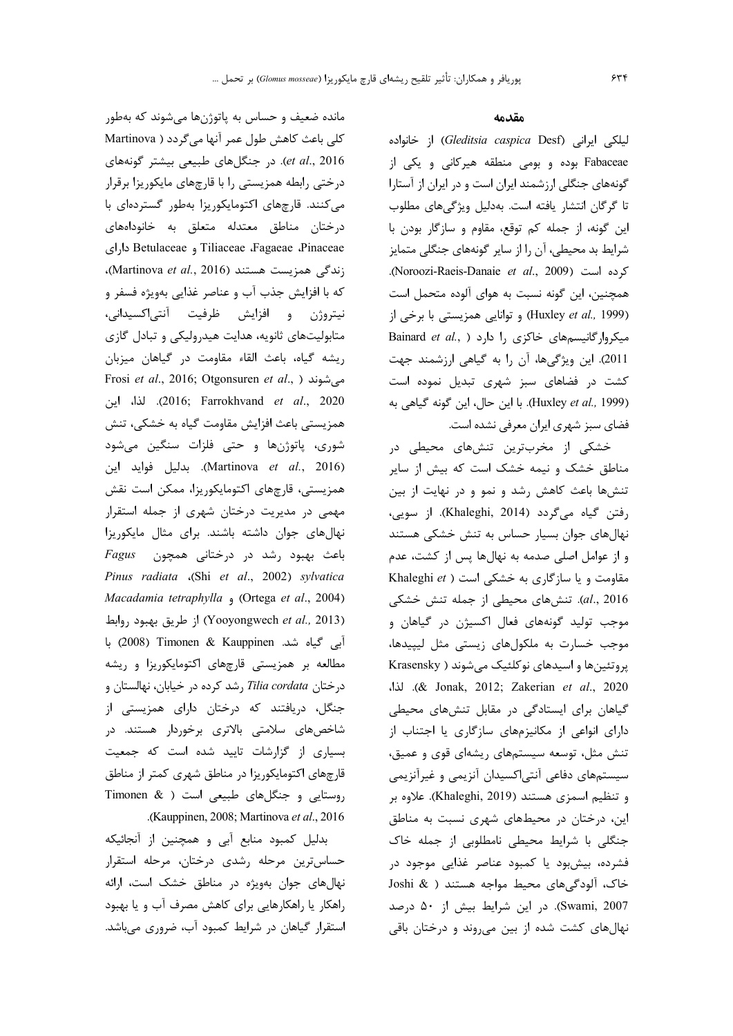## مقدمه

لیلکی ایرانی (*Gleditsia caspica* Desf) از خانواده Fabaceae بوده و بومی منطقه هیرکانی و یکی از گونه‌های جنگلی ارزشمند ایران است و در ایران از آستارا تا گرگان انتشار یافته است. به‌دلیل ویژگی‌های مطلوب این گونه، از جمله کم توقع، مقاوم و سازگار بودن با شرایط بد محیطی، آن را از سایر گونه‌های جنگلی متمایز کرده است (Noroozi-Raeis-Danaie *et al*., 2009). همچنین، این گونه نسبت به هوای آلوده متحمل است (Huxley *et al.,* 1999) و توانایی همزیستی با برخی از میکروارگانیسم‌های خاکزی را دارد (Bainard *et al*., 2011). این ویژگی‌ها، آن را به گیاهی ارزشمند جهت کشت در فضاهای سبز شهری تبدیل نموده است (Huxley *et al.,* 1999). با این حال، این گونه گیاهی به فضای سبز شهری ایران معرفی نشده است.

خشکی از مخرب‌ترین تنش‌های محیطی در مناطق خشک و نیمه خشک است که بیش از سایر تنش‌ها باعث کاهش رشد و نمو و در نهایت از بین رفتن گیاه می‌گردد (Khaleghi, 2014). از سویی، نهال‌های جوان بسیار حساس به تنش خشکی هستند و از عوامل اصلی صدمه به نهال‌ها پس از کشت، عدم مقاومت و یا سازگاری به خشکی است (Khaleghi *et al*., 2016). تنش‌های محیطی از جمله تنش خشکی موجب تولید گونه‌های فعال اکسیژن در گیاهان و موجب خسارت به ملکول‌های زیستی مثل لیپیدها، پروتئین‌ها و اسیدهای نوکلئیک می‌شوند (Krasensky & Jonak, 2012; Zakerian *et al*., 2020). لذا، گیاهان برای ایستادگی در مقابل تنش‌های محیطی دارای انواعی از مکانیزم‌های سازگاری یا اجتناب از تنش مثل، توسعه سیستم‌های ریشه‌ای قوی و عمیق، سیستم‌های دفاعی آنتی‌اکسیدان آنزیمی و غیرآنزیمی و تنظیم اسمزی هستند (Khaleghi, 2019). علاوه بر این، درختان در محیط‌های شهری نسبت به مناطق جنگلی با شرایط محیطی نامطلوبی از جمله خاک فشرده، بیش‌بود یا کمبود عناصر غذایی موجود در خاک، آلودگی‌های محیط مواجه هستند (Joshi & Swami, 2007). در این شرایط بیش از ۵۰ درصد نهال‌های کشت شده از بین می‌روند و درختان باقی مانده ضعیف و حساس به پاتوژن‌ها می‌شوند که به‌طور کلی باعث کاهش طول عمر آنها می‌گردد (Martinova *et al*., 2016). در جنگل‌های طبیعی بیشتر گونه‌های درختی رابطه همزیستی را با قارچ‌های مایکوریزا برقرار می‌کنند. قارچ‌های اکتومایکوریزا به‌طور گسترده‌ای با درختان مناطق معتدله متعلق به خانواده‌های Pinaceae، Fagaeae، Tiliaceae و Betulaceae دارای زندگی همزیست هستند (Martinova *et al*., 2016)، که با افزایش جذب آب و عناصر غذایی به‌ویژه فسفر و نیتروژن و افزایش ظرفیت آنتی‌اکسیدانی، متابولیت‌های ثانویه، هدایت هیدرولیکی و تبادل گازی ریشه گیاه، باعث القاء مقاومت در گیاهان میزبان می‌شوند (Frosi *et al*., 2016; Otgonsuren *et al*., 2016; Farrokhvand *et al*., 2020). لذا، این همزیستی باعث افزایش مقاومت گیاه به خشکی، تنش شوری، پاتوژن‌ها و حتی فلزات سنگین می‌شود (Martinova *et al*., 2016). بدلیل فواید این همزیستی، قارچ‌های اکتومایکوریزا، ممکن است نقش مهمی در مدیریت درختان شهری از جمله استقرار نهال‌های جوان داشته باشند. برای مثال مایکوریزا باعث بهبود رشد در درختانی همچون *Fagus sylvatica* (Shi *et al*., 2002)، *Pinus radiata* (Ortega *et al*., 2004) و *Macadamia tetraphylla* (Yooyongwech *et al.,* 2013) از طریق بهبود روابط آبی گیاه شد. Timonen & Kauppinen (2008) با مطالعه بر همزیستی قارچ‌های اکتومایکوریزا و ریشه درختان *Tilia cordata* رشد کرده در خیابان، نهالستان و جنگل، دریافتند که درختان دارای همزیستی از شاخص‌های سلامتی بالاتری برخوردار هستند. در بسیاری از گزارشات تایید شده است که جمعیت قارچ‌های اکتومایکوریزا در مناطق شهری کمتر از مناطق روستایی و جنگل‌های طبیعی است (Timonen & Kauppinen, 2008; Martinova *et al*., 2016).

بدلیل کمبود منابع آبی و همچنین از آنجائیکه حساس‌ترین مرحله رشدی درختان، مرحله استقرار نهال‌های جوان به‌ویژه در مناطق خشک است، ارائه راهکار یا راهکارهایی برای کاهش مصرف آب و یا بهبود استقرار گیاهان در شرایط کمبود آب، ضروری می‌باشد.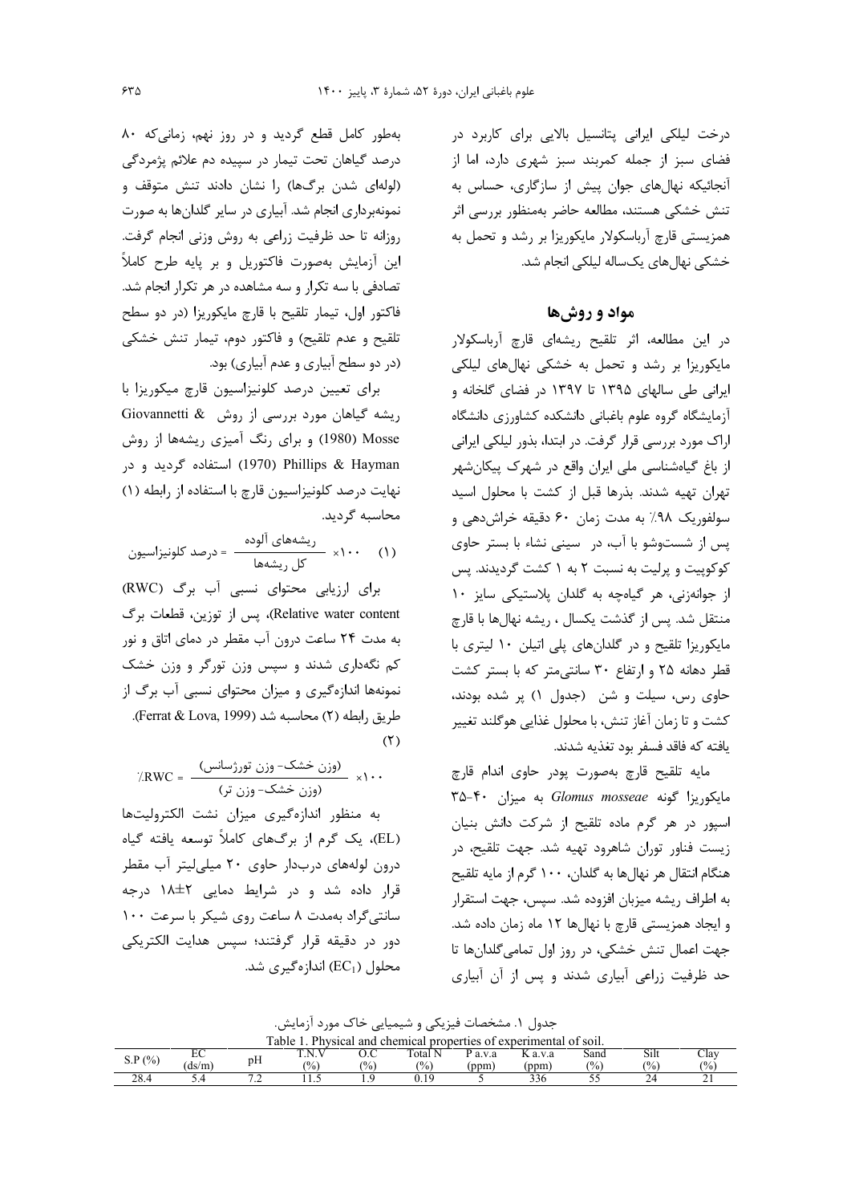درخت لیلکی ایرانی پتانسیل بالایی برای کاربرد در فضای سبز از جمله کمربند سبز شهری دارد، اما از آنجائیکه نهال‌های جوان پیش از سازگاری، حساس به تنش خشکی هستند، مطالعه حاضر به‌منظور بررسی اثر همزیستی قارچ آرباسکولار مایکوریزا بر رشد و تحمل به خشکی نهال‌های یک‌ساله لیلکی انجام شد.

## مواد و روش‌ها

در این مطالعه، اثر تلقیح ریشه‌ای قارچ آرباسکولار مایکوریزا بر رشد و تحمل به خشکی نهال‌های لیلکی ایرانی طی سالهای ۱۳۹۵ تا ۱۳۹۷ در فضای گلخانه و آزمایشگاه گروه علوم باغبانی دانشکده کشاورزی دانشگاه اراک مورد بررسی قرار گرفت. در ابتدا، بذور لیلکی ایرانی از باغ گیاه‌شناسی ملی ایران واقع در شهرک پیکان‌شهر تهران تهیه شدند. بذرها قبل از کشت با محلول اسید سولفوریک ۹۸٪ به مدت زمان ۶۰ دقیقه خراش‌دهی و پس از شست‌وشو با آب، در سینی نشاء با بستر حاوی کوکوپیت و پرلیت به نسبت ۲ به ۱ کشت گردیدند. پس از جوانه‌زنی، هر گیاهچه به گلدان پلاستیکی سایز ۱۰ منتقل شد. پس از گذشت یکسال ، ریشه نهال‌ها با قارچ مایکوریزا تلقیح و در گلدان‌های پلی اتیلن ۱۰ لیتری با قطر دهانه ۲۵ و ارتفاع ۳۰ سانتی‌متر که با بستر کشت حاوی رس، سیلت و شن (جدول ۱) پر شده بودند، کشت و تا زمان آغاز تنش، با محلول غذایی هوگلند تغییر یافته که فاقد فسفر بود تغذیه شدند.

مایه تلقیح قارچ به‌صورت پودر حاوی اندام قارچ مایکوریزا گونه *Glomus mosseae* به میزان ۴۰-۳۵ اسپور در هر گرم ماده تلقیح از شرکت دانش بنیان زیست فناور توران شاهرود تهیه شد. جهت تلقیح، در هنگام انتقال هر نهال‌ها به گلدان، ۱۰۰ گرم از مایه تلقیح به اطراف ریشه میزبان افزوده شد. سپس، جهت استقرار و ایجاد همزیستی قارچ با نهال‌ها ۱۲ ماه زمان داده شد. جهت اعمال تنش خشکی، در روز اول تمامی گلدان‌ها تا حد ظرفیت زراعی آبیاری شدند و پس از آن آبیاری به‌طور کامل قطع گردید و در روز نهم، زمانی‌که ۸۰ درصد گیاهان تحت تیمار در سپیده دم علائم پژمردگی (لوله‌ای شدن برگ‌ها) را نشان دادند تنش متوقف و نمونه‌برداری انجام شد. آبیاری در سایر گلدان‌ها به صورت روزانه تا حد ظرفیت زراعی به روش وزنی انجام گرفت. این آزمایش به‌صورت فاکتوریل و بر پایه طرح کاملاً تصادفی با سه تکرار و سه مشاهده در هر تکرار انجام شد. فاکتور اول، تیمار تلقیح با قارچ مایکوریزا (در دو سطح تلقیح و عدم تلقیح) و فاکتور دوم، تیمار تنش خشکی (در دو سطح آبیاری و عدم آبیاری) بود.

برای تعیین درصد کلونیزاسیون قارچ میکوریزا با ریشه گیاهان مورد بررسی از روش Giovannetti & Mosse (1980) و برای رنگ آمیزی ریشه‌ها از روش Phillips & Hayman (1970) استفاده گردید و در نهایت درصد کلونیزاسیون قارچ با استفاده از رابطه (۱) محاسبه گردید.

$$\text{درصد کلونیزاسیون} = \frac{\text{ریشه‌های آلوده}}{\text{کل ریشه‌ها}} \times 100 \quad (1)$$

برای ارزیابی محتوای نسبی آب برگ (RWC) (Relative water content)، پس از توزین، قطعات برگ به مدت ۲۴ ساعت درون آب مقطر در دمای اتاق و نور کم نگه‌داری شدند و سپس وزن تورگر و وزن خشک نمونه‌ها اندازه‌گیری و میزان محتوای نسبی آب برگ از طریق رابطه (۲) محاسبه شد (Ferrat & Lova, 1999).

(۲)

$$\%RWC = \frac{(\text{وزن خشک} - \text{وزن تورژسانس})}{(\text{وزن خشک} - \text{وزن تر})} \times 100$$

به منظور اندازه‌گیری میزان نشت الکترولیت‌ها (EL)، یک گرم از برگ‌های کاملاً توسعه یافته گیاه درون لوله‌های دربدار حاوی ۲۰ میلی‌لیتر آب مقطر قرار داده شد و در شرایط دمایی ۲±۱۸ درجه سانتی‌گراد به‌مدت ۸ ساعت روی شیکر با سرعت ۱۰۰ دور در دقیقه قرار گرفتند؛ سپس هدایت الکتریکی محلول ($EC_1$) اندازه‌گیری شد.

جدول ۱. مشخصات فیزیکی و شیمیایی خاک مورد آزمایش.

Table 1. Physical and chemical properties of experimental of soil.

| S.P (%) | EC (ds/m) | pH | T.N.V (%) | O.C (%) | Total N (%) | P a.v.a (ppm) | K a.v.a (ppm) | Sand (%) | Silt (%) | Clay (%) |
|---|---|---|---|---|---|---|---|---|---|---|
| 28.4 | 5.4 | 7.2 | 11.5 | 1.9 | 0.19 | 5 | 336 | 55 | 24 | 21 |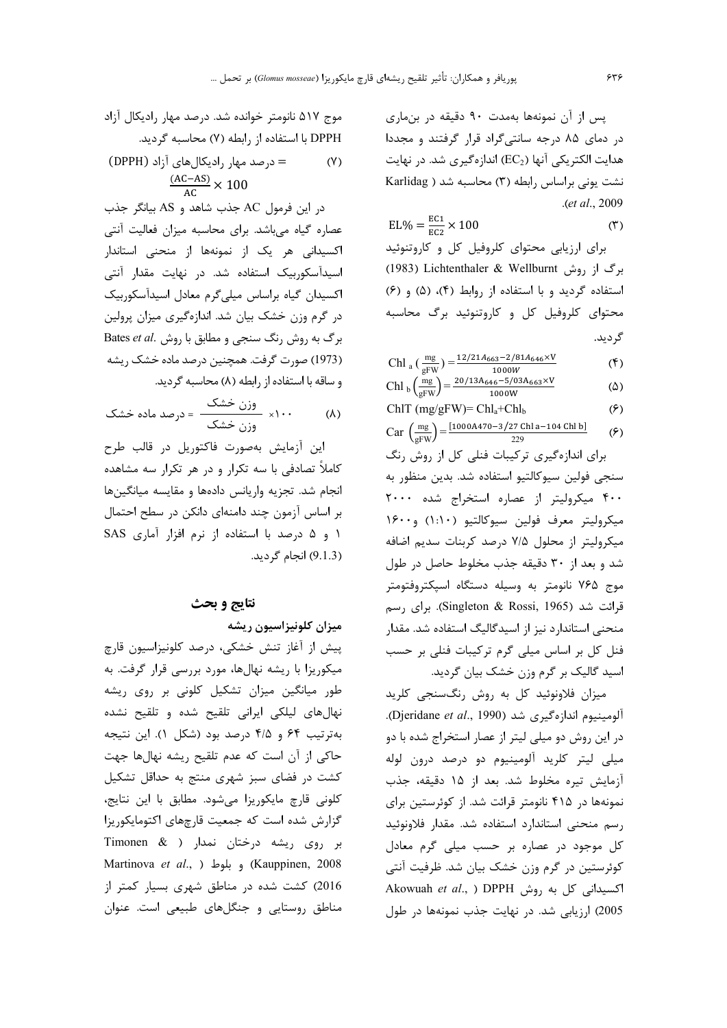پس از آن نمونه‌ها به‌مدت ۹۰ دقیقه در بن‌ماری در دمای ۸۵ درجه سانتی‌گراد قرار گرفتند و مجددا هدایت الکتریکی آنها ($EC_2$) اندازه‌گیری شد. در نهایت نشت یونی براساس رابطه (۳) محاسبه شد (Karlidag *et al*., 2009).

$$EL\% = \frac{EC1}{EC2} \times 100 \qquad (۳)$$

برای ارزیابی محتوای کلروفیل کل و کاروتنوئید برگ از روش Lichtenthaler & Wellburnt (1983) استفاده گردید و با استفاده از روابط (۴)، (۵) و (۶) محتوای کلروفیل کل و کاروتنوئید برگ محاسبه گردید.

$$\text{Chl}_a\left(\frac{mg}{gFW}\right) = \frac{12/21A_{663} - 2/81A_{646} \times V}{1000W} \qquad (۴)$$

$$\text{Chl}_b\left(\frac{mg}{gFW}\right) = \frac{20/13A_{646} - 5/03A_{663} \times V}{1000W} \qquad (۵)$$

$$\text{ChlT (mg/gFW)} = \text{Chl}_a + \text{Chl}_b \qquad (۶)$$

$$\text{Car}\left(\frac{mg}{gFW}\right) = \frac{[1000A470 - 3/27\ \text{Chl a} - 104\ \text{Chl b}]}{229} \qquad (۶)$$

برای اندازه‌گیری ترکیبات فنلی کل از روش رنگ سنجی فولین سیوکالتیو استفاده شد. بدین منظور به ۴۰۰ میکرولیتر از عصاره استخراج شده ۲۰۰۰ میکرولیتر معرف فولین سیوکالتیو (۱:۱۰) و۱۶۰۰ میکرولیتر از محلول ۷/۵ درصد کربنات سدیم اضافه شد و بعد از ۳۰ دقیقه جذب مخلوط حاصل در طول موج ۷۶۵ نانومتر به وسیله دستگاه اسپکتروفتومتر قرائت شد (Singleton & Rossi, 1965). برای رسم منحنی استاندارد نیز از اسیدگالیگ استفاده شد. مقدار فنل کل بر اساس میلی گرم ترکیبات فنلی بر حسب اسید گالیک بر گرم وزن خشک بیان گردید.

میزان فلاونوئید کل به روش رنگ‌سنجی کلرید آلومینیوم اندازه‌گیری شد (Djeridane *et al*., 1990). در این روش دو میلی لیتر از عصار استخراج شده با دو میلی لیتر کلرید آلومینیوم دو درصد درون لوله آزمایش تیره مخلوط شد. بعد از ۱۵ دقیقه، جذب نمونه‌ها در ۴۱۵ نانومتر قرائت شد. از کوئرستین برای رسم منحنی استاندارد استفاده شد. مقدار فلاونوئید کل موجود در عصاره بر حسب میلی گرم معادل کوئرستین در گرم وزن خشک بیان شد. ظرفیت آنتی اکسیدانی کل به روش DPPH (Akowuah *et al*., 2005) ارزیابی شد. در نهایت جذب نمونه‌ها در طول موج ۵۱۷ نانومتر خوانده شد. درصد مهار رادیکال آزاد DPPH با استفاده از رابطه (۷) محاسبه گردید.

$$\text{درصد مهار رادیکال‌های آزاد (DPPH)} = \frac{(AC-AS)}{AC} \times 100 \qquad (۷)$$

در این فرمول AC جذب شاهد و AS بیانگر جذب عصاره گیاه می‌باشد. برای محاسبه میزان فعالیت آنتی اکسیدانی هر یک از نمونه‌ها از منحنی استاندارد اسیدآسکوربیک استفاده شد. در نهایت مقدار آنتی اکسیدان گیاه براساس میلی‌گرم معادل اسیدآسکوربیک در گرم وزن خشک بیان شد. اندازه‌گیری میزان پرولین برگ به روش رنگ سنجی و مطابق با روش .Bates *et al* (1973) صورت گرفت. همچنین درصد ماده خشک ریشه و ساقه با استفاده از رابطه (۸) محاسبه گردید.

$$\text{درصد ماده خشک} = \frac{\text{وزن خشک}}{\text{وزن خشک}} \times ۱۰۰ \qquad (۸)$$

این آزمایش به‌صورت فاکتوریل در قالب طرح کاملاً تصادفی با سه تکرار و در هر تکرار سه مشاهده انجام شد. تجزیه واریانس داده‌ها و مقایسه میانگین‌ها بر اساس آزمون چند دامنه‌ای دانکن در سطح احتمال ۱ و ۵ درصد با استفاده از نرم افزار آماری SAS (9.1.3) انجام گردید.

## نتایج و بحث

### میزان کلونیزاسیون ریشه

پیش از آغاز تنش خشکی، درصد کلونیزاسیون قارچ میکوریزا با ریشه نهال‌ها، مورد بررسی قرار گرفت. به طور میانگین میزان تشکیل کلونی بر روی ریشه نهال‌های لیلکی ایرانی تلقیح شده و تلقیح نشده به‌ترتیب ۶۴ و ۴/۵ درصد بود (شکل ۱). این نتیجه حاکی از آن است که عدم تلقیح ریشه نهال‌ها جهت کشت در فضای سبز شهری منتج به حداقل تشکیل کلونی قارچ مایکوریزا می‌شود. مطابق با این نتایج، گزارش شده است که جمعیت قارچ‌های اکتومایکوریزا بر روی ریشه درختان نمدار (Timonen & Kauppinen, 2008) و بلوط (Martinova *et al*., 2016) کشت شده در مناطق شهری بسیار کمتر از مناطق روستایی و جنگل‌های طبیعی است. عنوان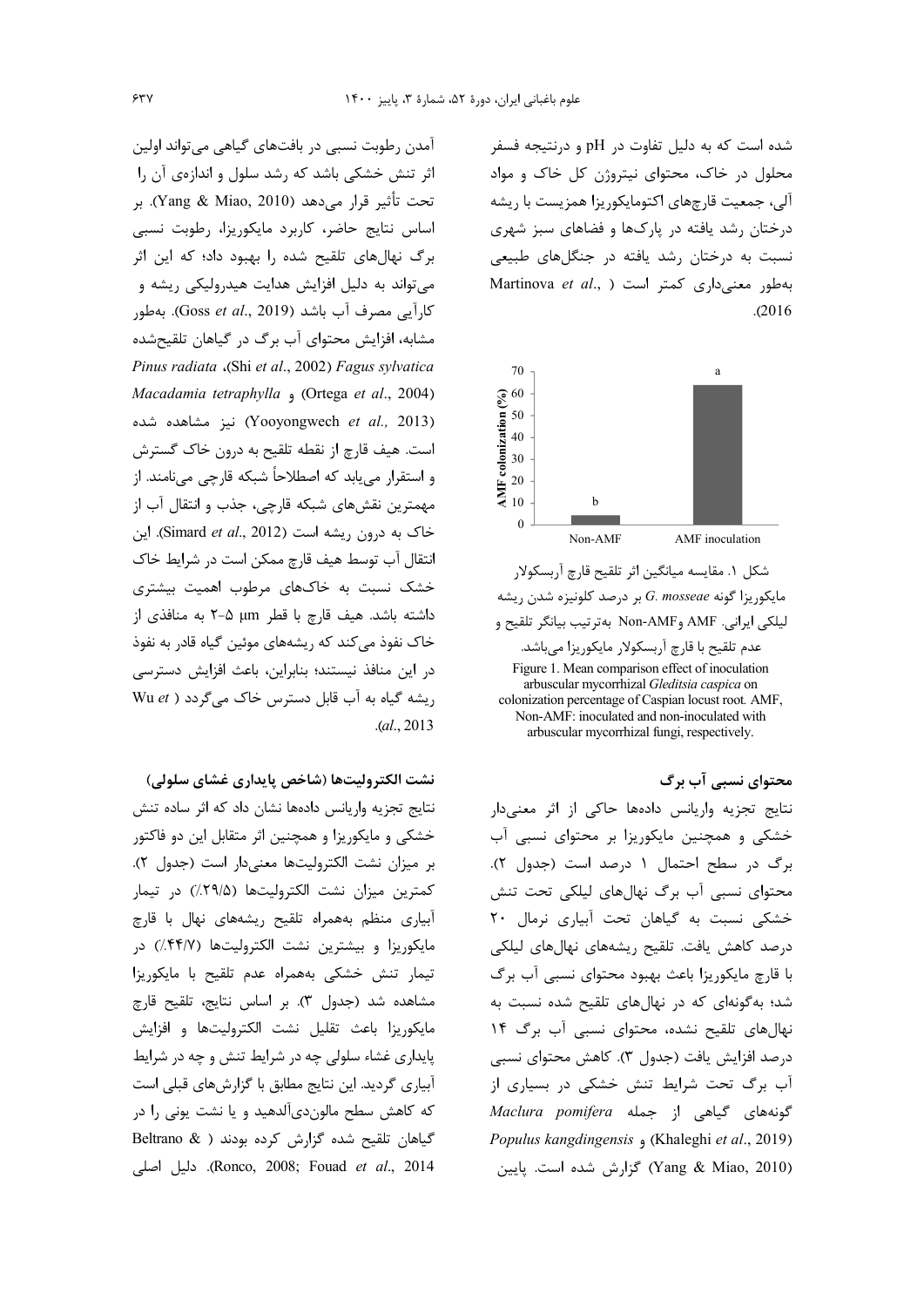شده است که به دلیل تفاوت در pH و درنتیجه فسفر محلول در خاک، محتوای نیتروژن کل خاک و مواد آلی، جمعیت قارچ‌های اکتومایکوریزا همزیست با ریشه درختان رشد یافته در پارک‌ها و فضاهای سبز شهری نسبت به درختان رشد یافته در جنگل‌های طبیعی به‌طور معنی‌داری کمتر است (Martinova *et al*., 2016).

شکل ۱. مقایسه میانگین اثر تلقیح قارچ آربسکولار مایکوریزا گونه *G. mosseae* بر درصد کلونیزه شدن ریشه لیلکی ایرانی. AMF وNon-AMF به‌ترتیب بیانگر تلقیح و عدم تلقیح با قارچ آربسکولار مایکوریزا می‌باشد.

Figure 1. Mean comparison effect of inoculation arbuscular mycorrhizal *Gleditsia caspica* on colonization percentage of Caspian locust root. AMF, Non-AMF: inoculated and non-inoculated with arbuscular mycorrhizal fungi, respectively.

### محتوای نسبی آب برگ

نتایج تجزیه واریانس داده‌ها حاکی از اثر معنی‌دار خشکی و همچنین مایکوریزا بر محتوای نسبی آب برگ در سطح احتمال ۱ درصد است (جدول ۲). محتوای نسبی آب برگ نهال‌های لیلکی تحت تنش خشکی نسبت به گیاهان تحت آبیاری نرمال ۲۰ درصد کاهش یافت. تلقیح ریشه‌های نهال‌های لیلکی با قارچ مایکوریزا باعث بهبود محتوای نسبی آب برگ شد؛ به‌گونه‌ای که در نهال‌های تلقیح شده نسبت به نهال‌های تلقیح نشده، محتوای نسبی آب برگ ۱۴ درصد افزایش یافت (جدول ۳). کاهش محتوای نسبی آب برگ تحت شرایط تنش خشکی در بسیاری از گونه‌های گیاهی از جمله *Maclura pomifera* (Khaleghi *et al*., 2019) و *Populus kangdingensis* (Yang & Miao, 2010) گزارش شده است. پایین آمدن رطوبت نسبی در بافت‌های گیاهی می‌تواند اولین اثر تنش خشکی باشد که رشد سلول و اندازه‌ی آن را تحت تأثیر قرار می‌دهد (Yang & Miao, 2010). بر اساس نتایج حاضر، کاربرد مایکوریزا، رطوبت نسبی برگ نهال‌های تلقیح شده را بهبود داد؛ که این اثر می‌تواند به دلیل افزایش هدایت هیدرولیکی ریشه و کارآیی مصرف آب باشد (Goss *et al*., 2019). به‌طور مشابه، افزایش محتوای آب برگ در گیاهان تلقیح‌شده *Pinus radiata* (Shi *et al*., 2002)، *Fagus sylvatica* (Ortega *et al*., 2004) و *Macadamia tetraphylla* (Yooyongwech *et al.,* 2013) نیز مشاهده شده است. هیف قارچ از نقطه تلقیح به درون خاک گسترش و استقرار می‌یابد که اصطلاحاً شبکه قارچی می‌نامند. از مهمترین نقش‌های شبکه قارچی، جذب و انتقال آب از خاک به درون ریشه است (Simard *et al*., 2012). این انتقال آب توسط هیف قارچ ممکن است در شرایط خاک خشک نسبت به خاک‌های مرطوب اهمیت بیشتری داشته باشد. هیف قارچ با قطر ۵-۲ µm به منافذی از خاک نفوذ می‌کند که ریشه‌های موئین گیاه قادر به نفوذ در این منافذ نیستند؛ بنابراین، باعث افزایش دسترسی ریشه گیاه به آب قابل دسترس خاک می‌گردد (Wu *et al*., 2013).

### نشت الکترولیت‌ها (شاخص پایداری غشای سلولی)

نتایج تجزیه واریانس داده‌ها نشان داد که اثر ساده تنش خشکی و مایکوریزا و همچنین اثر متقابل این دو فاکتور بر میزان نشت الکترولیت‌ها معنی‌دار است (جدول ۲). کمترین میزان نشت الکترولیت‌ها (۲۹/۵٪) در تیمار آبیاری منظم به‌همراه تلقیح ریشه‌های نهال با قارچ مایکوریزا و بیشترین نشت الکترولیت‌ها (۴۴/۷٪) در تیمار تنش خشکی به‌همراه عدم تلقیح با مایکوریزا مشاهده شد (جدول ۳). بر اساس نتایج، تلقیح قارچ مایکوریزا باعث تقلیل نشت الکترولیت‌ها و افزایش پایداری غشاء سلولی چه در شرایط تنش و چه در شرایط آبیاری گردید. این نتایج مطابق با گزارش‌های قبلی است که کاهش سطح مالون‌دی‌آلدهید و یا نشت یونی را در گیاهان تلقیح شده گزارش کرده بودند (Beltrano & Ronco, 2008; Fouad *et al*., 2014). دلیل اصلی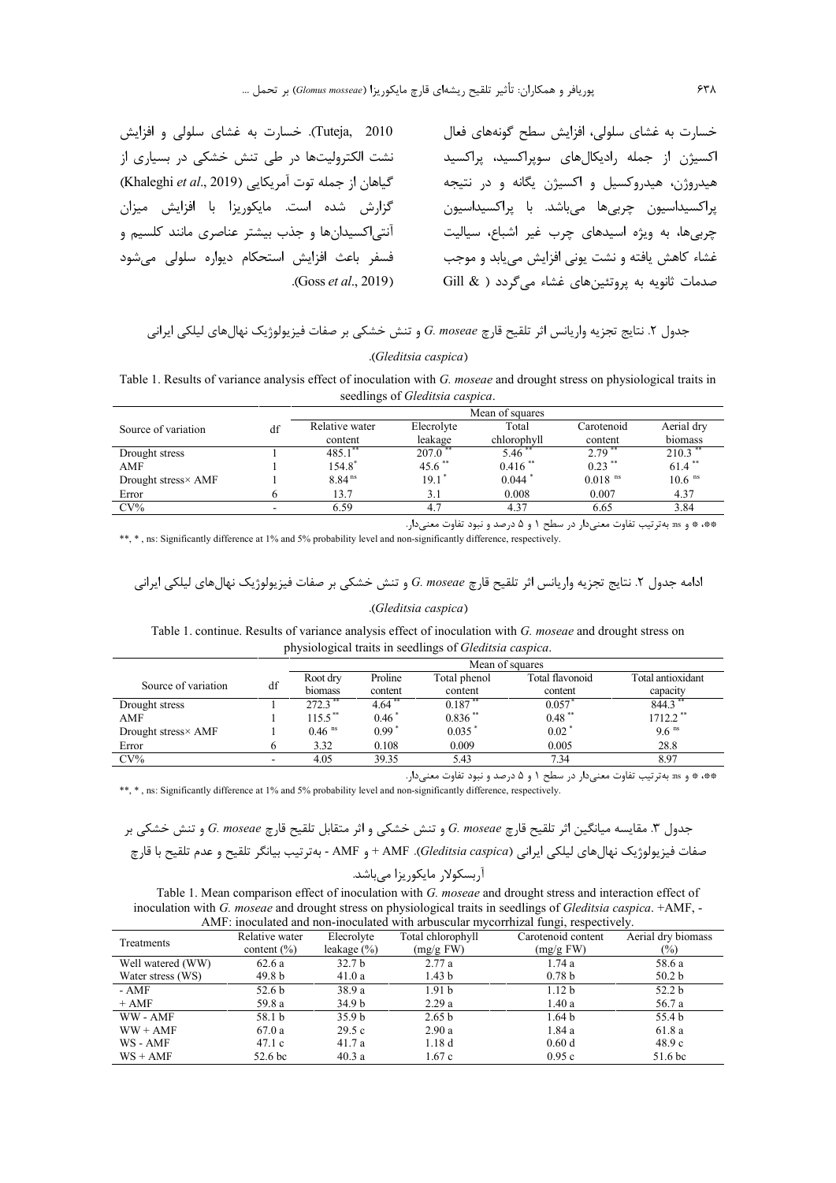خسارت به غشای سلولی، افزایش سطح گونه‌های فعال اکسیژن از جمله رادیکال‌های سوپراکسید، پراکسید هیدروژن، هیدروکسیل و اکسیژن یگانه و در نتیجه پراکسیداسیون چربی‌ها می‌باشد. با پراکسیداسیون چربی‌ها، به ویژه اسیدهای چرب غیر اشباع، سیالیت غشاء کاهش یافته و نشت یونی افزایش می‌یابد و موجب صدمات ثانویه به پروتئین‌های غشاء می‌گردد ( & Gill Tuteja, 2010). خسارت به غشای سلولی و افزایش نشت الکترولیت‌ها در طی تنش خشکی در بسیاری از گیاهان از جمله توت آمریکایی (Khaleghi *et al*., 2019) گزارش شده است. مایکوریزا با افزایش میزان آنتی‌اکسیدان‌ها و جذب بیشتر عناصری مانند کلسیم و فسفر باعث افزایش استحکام دیواره سلولی می‌شود (Goss *et al*., 2019).

جدول ۲. نتایج تجزیه واریانس اثر تلقیح قارچ *G. moseae* و تنش خشکی بر صفات فیزیولوژیک نهال‌های لیلکی ایرانی (*Gleditsia caspica*).

Table 1. Results of variance analysis effect of inoculation with *G. moseae* and drought stress on physiological traits in seedlings of *Gleditsia caspica*.

| Source of variation | df | Mean of squares | | | | |
|---|---|---|---|---|---|---|
| | | Relative water content | Elecrolyte leakage | Total chlorophyll | Carotenoid content | Aerial dry biomass |
| Drought stress | 1 | 485.1 ** | 207.0 ** | 5.46 ** | 2.79 ** | 210.3 ** |
| AMF | 1 | 154.8 * | 45.6 ** | 0.416 ** | 0.23 ** | 61.4 ** |
| Drought stress× AMF | 1 | 8.84 ns | 19.1 * | 0.044 * | 0.018 ns | 10.6 ns |
| Error | 6 | 13.7 | 3.1 | 0.008 | 0.007 | 4.37 |
| CV% | - | 6.59 | 4.7 | 4.37 | 6.65 | 3.84 |

**، * و ns: به‌ترتیب تفاوت معنی‌دار در سطح ۱ و ۵ درصد و نبود تفاوت معنی‌دار.

**, * , ns: Significantly difference at 1% and 5% probability level and non-significantly difference, respectively.

ادامه جدول ۲. نتایج تجزیه واریانس اثر تلقیح قارچ *G. moseae* و تنش خشکی بر صفات فیزیولوژیک نهال‌های لیلکی ایرانی (*Gleditsia caspica*).

Table 1. continue. Results of variance analysis effect of inoculation with *G. moseae* and drought stress on physiological traits in seedlings of *Gleditsia caspica*.

| Source of variation | df | Mean of squares | | | | |
|---|---|---|---|---|---|---|
| | | Root dry biomass | Proline content | Total phenol content | Total flavonoid content | Total antioxidant capacity |
| Drought stress | 1 | 272.3 ** | 4.64 ** | 0.187 ** | 0.057 * | 844.3 ** |
| AMF | 1 | 115.5 ** | 0.46 * | 0.836 ** | 0.48 ** | 1712.2 ** |
| Drought stress× AMF | 1 | 0.46 ns | 0.99 * | 0.035 * | 0.02 * | 9.6 ns |
| Error | 6 | 3.32 | 0.108 | 0.009 | 0.005 | 28.8 |
| CV% | - | 4.05 | 39.35 | 5.43 | 7.34 | 8.97 |

**، * و ns: به‌ترتیب تفاوت معنی‌دار در سطح ۱ و ۵ درصد و نبود تفاوت معنی‌دار.

**, * , ns: Significantly difference at 1% and 5% probability level and non-significantly difference, respectively.

جدول ۳. مقایسه میانگین اثر تلقیح قارچ *G. moseae* و تنش خشکی و اثر متقابل تلقیح قارچ *G. moseae* و تنش خشکی بر صفات فیزیولوژیک نهال‌های لیلکی ایرانی (*Gleditsia caspica*). AMF + و AMF - به‌ترتیب بیانگر تلقیح و عدم تلقیح با قارچ آربسکولار مایکوریزا می‌باشد.

Table 1. Mean comparison effect of inoculation with *G. moseae* and drought stress and interaction effect of inoculation with *G. moseae* and drought stress on physiological traits in seedlings of *Gleditsia caspica*. +AMF, -AMF: inoculated and non-inoculated with arbuscular mycorrhizal fungi, respectively.

| Treatments | Relative water content (%) | Elecrolyte leakage (%) | Total chlorophyll (mg/g FW) | Carotenoid content (mg/g FW) | Aerial dry biomass (%) |
|---|---|---|---|---|---|
| Well watered (WW) | 62.6 a | 32.7 b | 2.77 a | 1.74 a | 58.6 a |
| Water stress (WS) | 49.8 b | 41.0 a | 1.43 b | 0.78 b | 50.2 b |
| - AMF | 52.6 b | 38.9 a | 1.91 b | 1.12 b | 52.2 b |
| + AMF | 59.8 a | 34.9 b | 2.29 a | 1.40 a | 56.7 a |
| WW - AMF | 58.1 b | 35.9 b | 2.65 b | 1.64 b | 55.4 b |
| WW + AMF | 67.0 a | 29.5 c | 2.90 a | 1.84 a | 61.8 a |
| WS - AMF | 47.1 c | 41.7 a | 1.18 d | 0.60 d | 48.9 c |
| WS + AMF | 52.6 bc | 40.3 a | 1.67 c | 0.95 c | 51.6 bc |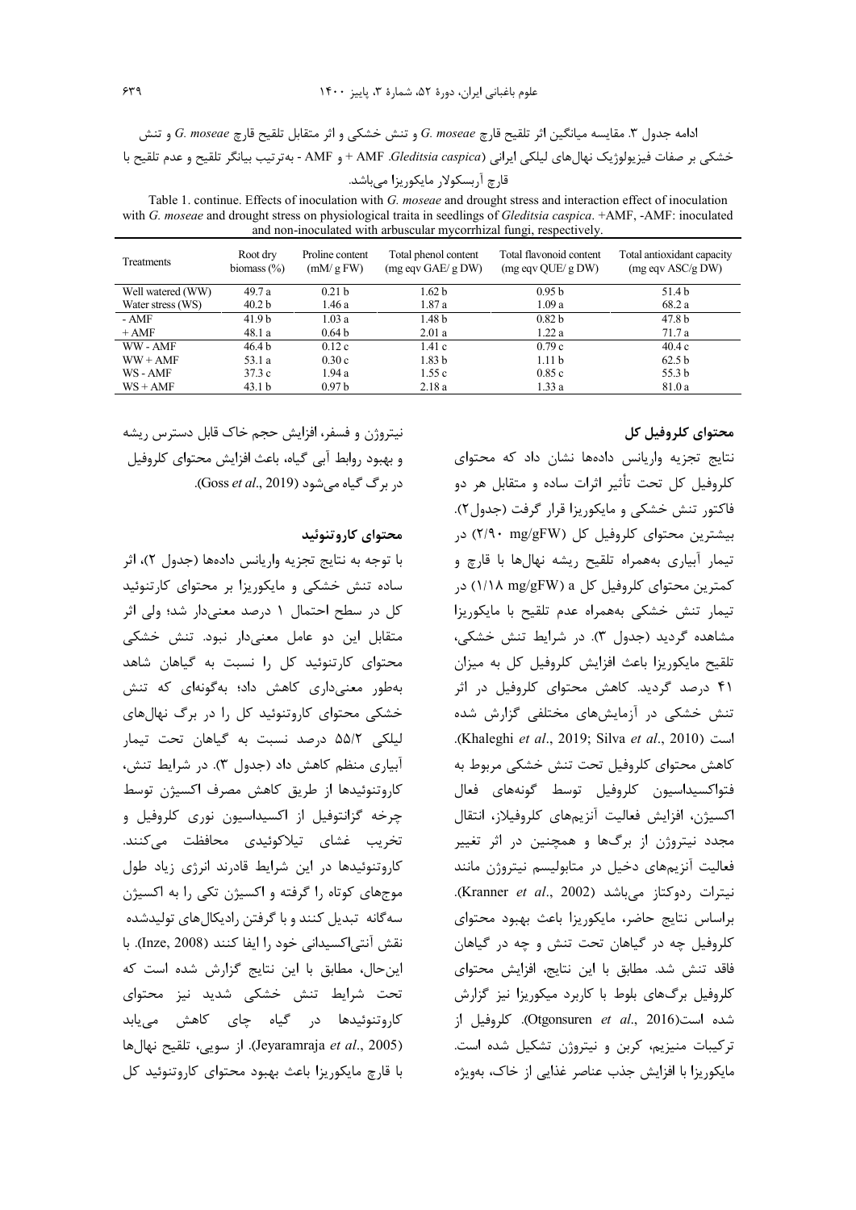ادامه جدول ۳. مقایسه میانگین اثر تلقیح قارچ *G. moseae* و تنش خشکی و اثر متقابل تلقیح قارچ *G. moseae* و تنش خشکی بر صفات فیزیولوژیک نهال‌های لیلکی ایرانی (*Gleditsia caspica*. AMF + و AMF - به‌ترتیب بیانگر تلقیح و عدم تلقیح با قارچ آربسکولار مایکوریزا می‌باشد.

Table 1. continue. Effects of inoculation with *G. moseae* and drought stress and interaction effect of inoculation with *G. moseae* and drought stress on physiological traita in seedlings of *Gleditsia caspica*. +AMF, -AMF: inoculated and non-inoculated with arbuscular mycorrhizal fungi, respectively.

| Treatments | Root dry biomass (%) | Proline content (mM/ g FW) | Total phenol content (mg eqv GAE/ g DW) | Total flavonoid content (mg eqv QUE/ g DW) | Total antioxidant capacity (mg eqv ASC/g DW) |
|---|---|---|---|---|---|
| Well watered (WW) | 49.7 a | 0.21 b | 1.62 b | 0.95 b | 51.4 b |
| Water stress (WS) | 40.2 b | 1.46 a | 1.87 a | 1.09 a | 68.2 a |
| - AMF | 41.9 b | 1.03 a | 1.48 b | 0.82 b | 47.8 b |
| + AMF | 48.1 a | 0.64 b | 2.01 a | 1.22 a | 71.7 a |
| WW - AMF | 46.4 b | 0.12 c | 1.41 c | 0.79 c | 40.4 c |
| WW + AMF | 53.1 a | 0.30 c | 1.83 b | 1.11 b | 62.5 b |
| WS - AMF | 37.3 c | 1.94 a | 1.55 c | 0.85 c | 55.3 b |
| WS + AMF | 43.1 b | 0.97 b | 2.18 a | 1.33 a | 81.0 a |

### محتوای کلروفیل کل

نتایج تجزیه واریانس داده‌ها نشان داد که محتوای کلروفیل کل تحت تأثیر اثرات ساده و متقابل هر دو فاکتور تنش خشکی و مایکوریزا قرار گرفت (جدول۲). بیشترین محتوای کلروفیل کل (۲/۹۰ mg/gFW) در تیمار آبیاری به‌همراه تلقیح ریشه نهال‌ها با قارچ و کمترین محتوای کلروفیل کل a (۱/۱۸ mg/gFW) در تیمار تنش خشکی به‌همراه عدم تلقیح با مایکوریزا مشاهده گردید (جدول ۳). در شرایط تنش خشکی، تلقیح مایکوریزا باعث افزایش کلروفیل کل به میزان ۴۱ درصد گردید. کاهش محتوای کلروفیل در اثر تنش خشکی در آزمایش‌های مختلفی گزارش شده است (Khaleghi *et al*., 2019; Silva *et al*., 2010). کاهش محتوای کلروفیل تحت تنش خشکی مربوط به فتواکسیداسیون کلروفیل توسط گونه‌های فعال اکسیژن، افزایش فعالیت آنزیم‌های کلروفیلاز، انتقال مجدد نیتروژن از برگ‌ها و همچنین در اثر تغییر فعالیت آنزیم‌های دخیل در متابولیسم نیتروژن مانند نیترات ردوکتاز می‌باشد (Kranner *et al*., 2002). براساس نتایج حاضر، مایکوریزا باعث بهبود محتوای کلروفیل چه در گیاهان تحت تنش و چه در گیاهان فاقد تنش شد. مطابق با این نتایج، افزایش محتوای کلروفیل برگ‌های بلوط با کاربرد میکوریزا نیز گزارش شده است(Otgonsuren *et al*., 2016). کلروفیل از ترکیبات منیزیم، کربن و نیتروژن تشکیل شده است. مایکوریزا با افزایش جذب عناصر غذایی از خاک، به‌ویژه نیتروژن و فسفر، افزایش حجم خاک قابل دسترس ریشه و بهبود روابط آبی گیاه، باعث افزایش محتوای کلروفیل در برگ گیاه می‌شود (Goss *et al*., 2019).

### محتوای کاروتنوئید

با توجه به نتایج تجزیه واریانس داده‌ها (جدول ۲)، اثر ساده تنش خشکی و مایکوریزا بر محتوای کارتنوئید کل در سطح احتمال ۱ درصد معنی‌دار شد؛ ولی اثر متقابل این دو عامل معنی‌دار نبود. تنش خشکی محتوای کارتنوئید کل را نسبت به گیاهان شاهد به‌طور معنی‌داری کاهش داد؛ به‌گونه‌ای که تنش خشکی محتوای کاروتنوئید کل را در برگ نهال‌های لیلکی ۵۵/۲ درصد نسبت به گیاهان تحت تیمار آبیاری منظم کاهش داد (جدول ۳). در شرایط تنش، کاروتنوئیدها از طریق کاهش مصرف اکسیژن توسط چرخه گزانتوفیل از اکسیداسیون نوری کلروفیل و تخریب غشای تیلاکوئیدی محافظت می‌کنند. کاروتنوئیدها در این شرایط قادرند انرژی زیاد طول موج‌های کوتاه را گرفته و اکسیژن تکی را به اکسیژن سه‌گانه تبدیل کنند و با گرفتن رادیکال‌های تولیدشده نقش آنتی‌اکسیدانی خود را ایفا کنند (Inze, 2008). با این‌حال، مطابق با این نتایج گزارش شده است که تحت شرایط تنش خشکی شدید نیز محتوای کاروتنوئیدها در گیاه چای کاهش می‌یابد (Jeyaramraja *et al*., 2005). از سویی، تلقیح نهال‌ها با قارچ مایکوریزا باعث بهبود محتوای کاروتنوئید کل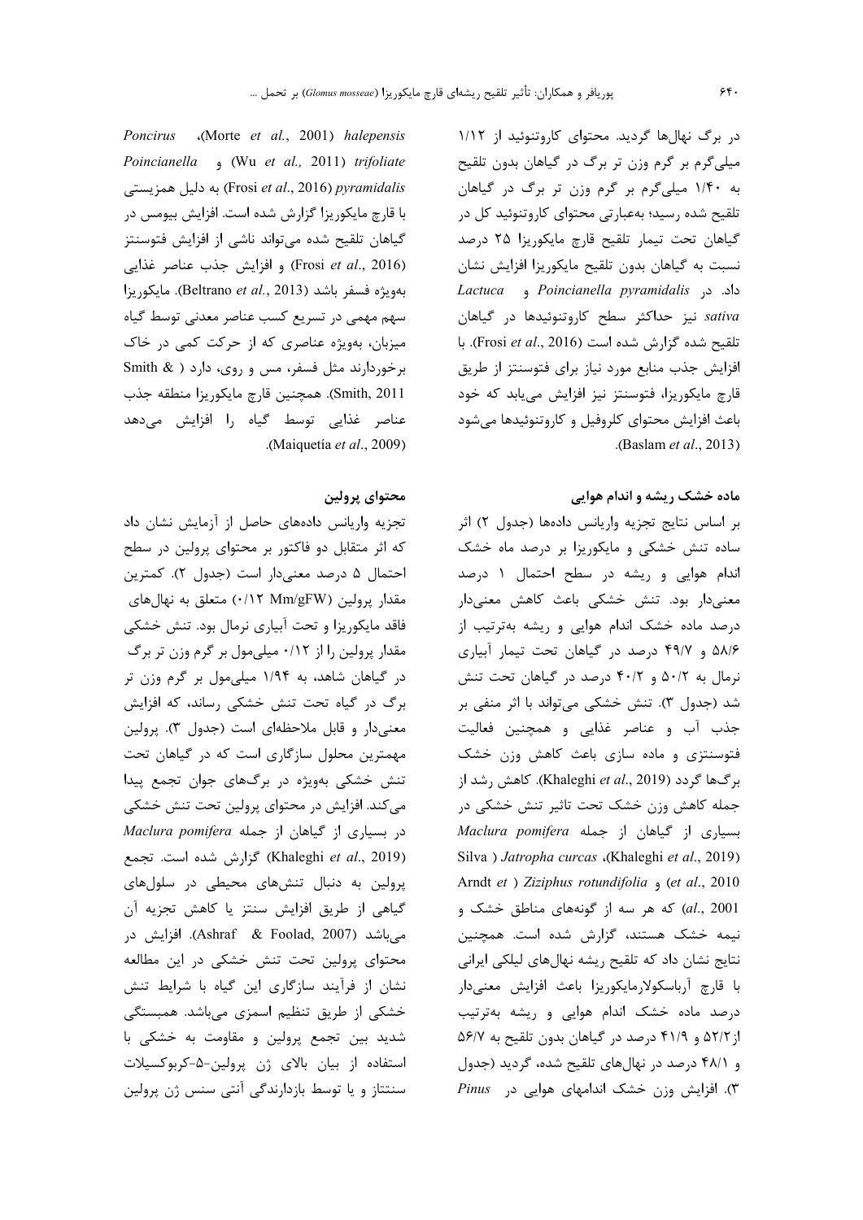در برگ نهال‌ها گردید. محتوای کاروتنوئید از ۱/۱۲ میلی‌گرم بر گرم وزن تر برگ در گیاهان بدون تلقیح به ۱/۴۰ میلی‌گرم بر گرم وزن تر برگ در گیاهان تلقیح شده رسید؛ به‌عبارتی محتوای کاروتنوئید کل در گیاهان تحت تیمار تلقیح قارچ مایکوریزا ۲۵ درصد نسبت به گیاهان بدون تلقیح مایکوریزا افزایش نشان داد. در *Poincianella pyramidalis* و *Lactuca sativa* نیز حداکثر سطح کاروتنوئیدها در گیاهان تلقیح شده گزارش شده است (Frosi *et al*., 2016). با افزایش جذب منابع مورد نیاز برای فتوسنتز از طریق قارچ مایکوریزا، فتوسنتز نیز افزایش می‌یابد که خود باعث افزایش محتوای کلروفیل و کاروتنوئیدها می‌شود (Baslam *et al*., 2013).

### ماده خشک ریشه و اندام هوایی

بر اساس نتایج تجزیه واریانس داده‌ها (جدول ۲) اثر ساده تنش خشکی و مایکوریزا بر درصد ماه خشک اندام هوایی و ریشه در سطح احتمال ۱ درصد معنی‌دار بود. تنش خشکی باعث کاهش معنی‌دار درصد ماده خشک اندام هوایی و ریشه به‌ترتیب از ۵۸/۶ و ۴۹/۷ درصد در گیاهان تحت تیمار آبیاری نرمال به ۵۰/۲ و ۴۰/۲ درصد در گیاهان تحت تنش شد (جدول ۳). تنش خشکی می‌تواند با اثر منفی بر جذب آب و عناصر غذایی و همچنین فعالیت فتوسنتزی و ماده سازی باعث کاهش وزن خشک برگ‌ها گردد (Khaleghi *et al*., 2019). کاهش رشد از جمله کاهش وزن خشک تحت تاثیر تنش خشکی در بسیاری از گیاهان از جمله *Maclura pomifera* (Khaleghi *et al*., 2019)، *Jatropha curcas* (Silva *et al*., 2010) و *Ziziphus rotundifolia* (Arndt *et al*., 2001) که هر سه از گونه‌های مناطق خشک و نیمه خشک هستند، گزارش شده است. همچنین نتایج نشان داد که تلقیح ریشه نهال‌های لیلکی ایرانی با قارچ آرباسکولارمایکوریزا باعث افزایش معنی‌دار درصد ماده خشک اندام هوایی و ریشه به‌ترتیب از ۵۲/۲ و ۴۱/۹ درصد در گیاهان بدون تلقیح به ۵۶/۷ و ۴۸/۱ درصد در نهال‌های تلقیح شده، گردید (جدول ۳). افزایش وزن خشک اندامهای هوایی در *Pinus halepensis* (Morte *et al*., 2001)، *Poncirus trifoliate* (Wu *et al*., 2011) و *Poincianella pyramidalis* (Frosi *et al*., 2016) به دلیل همزیستی با قارچ مایکوریزا گزارش شده است. افزایش بیومس در گیاهان تلقیح شده می‌تواند ناشی از افزایش فتوسنتز (Frosi *et al*., 2016) و افزایش جذب عناصر غذایی به‌ویژه فسفر باشد (Beltrano *et al*., 2013). مایکوریزا سهم مهمی در تسریع کسب عناصر معدنی توسط گیاه میزبان، به‌ویژه عناصری که از حرکت کمی در خاک برخوردارند مثل فسفر، مس و روی، دارد ( Smith & Smith, 2011). همچنین قارچ مایکوریزا منطقه جذب عناصر غذایی توسط گیاه را افزایش می‌دهد (Maiquetía *et al*., 2009).

### محتوای پرولین

تجزیه واریانس داده‌های حاصل از آزمایش نشان داد که اثر متقابل دو فاکتور بر محتوای پرولین در سطح احتمال ۵ درصد معنی‌دار است (جدول ۲). کمترین مقدار پرولین (۰/۱۲ Mm/gFW) متعلق به نهال‌های فاقد مایکوریزا و تحت آبیاری نرمال بود. تنش خشکی مقدار پرولین را از ۰/۱۲ میلی‌مول بر گرم وزن تر برگ در گیاهان شاهد، به ۱/۹۴ میلی‌مول بر گرم وزن تر برگ در گیاه تحت تنش خشکی رساند، که افزایش معنی‌دار و قابل ملاحظه‌ای است (جدول ۳). پرولین مهمترین محلول سازگاری است که در گیاهان تحت تنش خشکی به‌ویژه در برگ‌های جوان تجمع پیدا می‌کند. افزایش در محتوای پرولین تحت تنش خشکی در بسیاری از گیاهان از جمله *Maclura pomifera* (Khaleghi *et al*., 2019) گزارش شده است. تجمع پرولین به دنبال تنش‌های محیطی در سلول‌های گیاهی از طریق افزایش سنتز یا کاهش تجزیه آن می‌باشد (Ashraf & Foolad, 2007). افزایش در محتوای پرولین تحت تنش خشکی در این مطالعه نشان از فرآیند سازگاری این گیاه با شرایط تنش خشکی از طریق تنظیم اسمزی می‌باشد. همبستگی شدید بین تجمع پرولین و مقاومت به خشکی با استفاده از بیان بالای ژن پرولین-۵-کربوکسیلات سنتتاز و یا توسط بازدارندگی آنتی سنس ژن پرولین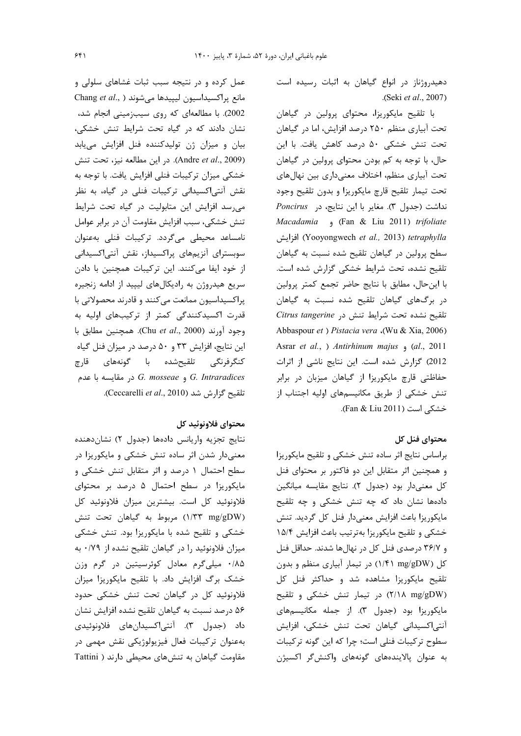دهیدروژناز در انواع گیاهان به اثبات رسیده است (Seki *et al.*, 2007).

با تلقیح مایکوریزا، محتوای پرولین در گیاهان تحت آبیاری منظم ۲۵۰ درصد افزایش، اما در گیاهان تحت تنش خشکی ۵۰ درصد کاهش یافت. با این حال، با توجه به کم بودن محتوای پرولین در گیاهان تحت آبیاری منظم، اختلاف معنی‌داری بین نهال‌های تحت تیمار تلقیح قارچ مایکوریزا و بدون تلقیح وجود نداشت (جدول ۳). مغایر با این نتایج، در *Poncirus trifoliate* (Fan & Liu 2011) و *Macadamia tetraphylla* (Yooyongwech *et al.,* 2013) افزایش سطح پرولین در گیاهان تلقیح شده نسبت به گیاهان تلقیح نشده، تحت شرایط خشکی گزارش شده است. با این‌حال، مطابق با نتایج حاضر تجمع کمتر پرولین در برگ‌های گیاهان تلقیح شده نسبت به گیاهان تلقیح نشده تحت شرایط تنش در *Citrus tangerine* (Wu & Xia, 2006)، *Pistacia vera* (Abbaspour *et al*., 2011) و *Antirhinum majus* (Asrar *et al.*, 2012) گزارش شده است. این نتایج ناشی از اثرات حفاظتی قارچ مایکوریزا از گیاهان میزبان در برابر تنش خشکی از طریق مکانیسم‌های اولیه اجتناب از خشکی است (Fan & Liu 2011).

## محتوای فنل کل

براساس نتایج اثر ساده تنش خشکی و تلقیح مایکوریزا و همچنین اثر متقابل این دو فاکتور بر محتوای فنل کل معنی‌دار بود (جدول ۲). نتایج مقایسه میانگین داده‌ها نشان داد که چه تنش خشکی و چه تلقیح مایکوریزا باعث افزایش معنی‌دار فنل کل گردید. تنش خشکی و تلقیح مایکوریزا به‌ترتیب باعث افزایش ۱۵/۴ و ۳۶/۷ درصدی فنل کل در نهال‌ها شدند. حداقل فنل کل (۱/۴۱ mg/gDW) در تیمار آبیاری منظم و بدون تلقیح مایکوریزا مشاهده شد و حداکثر فنل کل (۲/۱۸ mg/gDW) در تیمار تنش خشکی و تلقیح مایکوریزا بود (جدول ۳). از جمله مکانیسم‌های آنتی‌اکسیدانی گیاهان تحت تنش خشکی، افزایش سطوح ترکیبات فنلی است؛ چرا که این گونه ترکیبات به عنوان پالاینده‌های گونه‌های واکنش‌گر اکسیژن عمل کرده و در نتیجه سبب ثبات غشاهای سلولی و مانع پراکسیداسیون لیپیدها می‌شوند (Chang *et al.*, 2002). با مطالعه‌ای که روی سیب‌زمینی انجام شد، نشان دادند که در گیاه تحت شرایط تنش خشکی، بیان و میزان ژن تولیدکننده فنل افزایش می‌یابد (Andre *et al.*, 2009). در این مطالعه نیز، تحت تنش خشکی میزان ترکیبات فنلی افزایش یافت. با توجه به نقش آنتی‌اکسیدانی ترکیبات فنلی در گیاه، به نظر می‌رسد افزایش این متابولیت در گیاه تحت شرایط تنش خشکی، سبب افزایش مقاومت آن در برابر عوامل نامساعد محیطی می‌گردد. ترکیبات فنلی به‌عنوان سوبسترای آنزیم‌های پراکسیداز، نقش آنتی‌اکسیدانی از خود ایفا می‌کنند. این ترکیبات همچنین با دادن سریع هیدروژن به رادیکال‌های لیپید از ادامه زنجیره پراکسیداسیون ممانعت می‌کنند و قادرند محصولاتی با قدرت اکسیدکنندگی کمتر از ترکیب‌های اولیه به وجود آورند (Chu *et al.*, 2000). همچنین مطابق با این نتایج، افزایش ۳۳ و ۵۰ درصد در میزان فنل گیاه کنگرفرنگی تلقیح‌شده با گونه‌های قارچ *G. Intraradices* و *G. mosseae* در مقایسه با عدم تلقیح گزارش شد (Ceccarelli *et al.*, 2010).

## محتوای فلاونوئید کل

نتایج تجزیه واریانس داده‌ها (جدول ۲) نشان‌دهنده معنی‌دار شدن اثر ساده تنش خشکی و مایکوریزا در سطح احتمال ۱ درصد و اثر متقابل تنش خشکی و مایکوریزا در سطح احتمال ۵ درصد بر محتوای فلاونوئید کل است. بیشترین میزان فلاونوئید کل (۱/۳۳ mg/gDW) مربوط به گیاهان تحت تنش خشکی و تلقیح شده با مایکوریزا بود. تنش خشکی میزان فلاونوئید را در گیاهان تلقیح نشده از ۰/۷۹ به ۰/۸۵ میلی‌گرم معادل کوئرسیتین در گرم وزن خشک برگ افزایش داد. با تلقیح مایکوریزا میزان فلاونوئید کل در گیاهان تحت تنش خشکی حدود ۵۶ درصد نسبت به گیاهان تلقیح نشده افزایش نشان داد (جدول ۳). آنتی‌اکسیدان‌های فلاونوئیدی به‌عنوان ترکیبات فعال فیزیولوژیکی نقش مهمی در مقاومت گیاهان به تنش‌های محیطی دارند (Tattini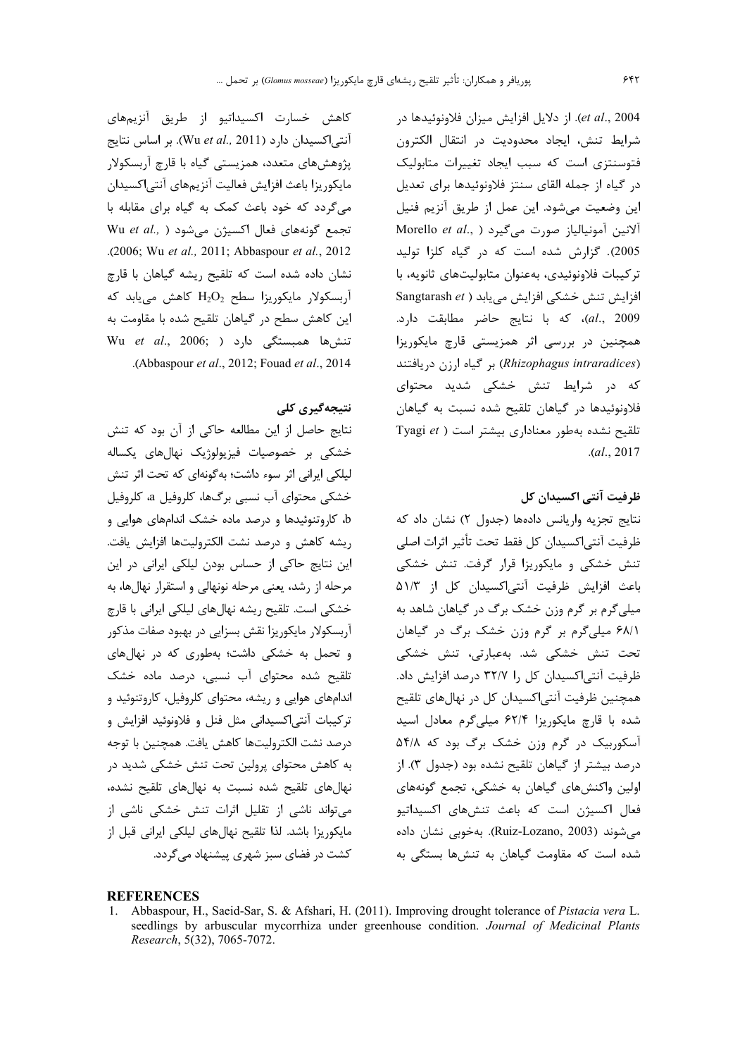*et al*., 2004). از دلایل افزایش میزان فلاونوئیدها در شرایط تنش، ایجاد محدودیت در انتقال الکترون فتوسنتزی است که سبب ایجاد تغییرات متابولیک در گیاه از جمله القای سنتز فلاونوئیدها برای تعدیل این وضعیت می‌شود. این عمل از طریق آنزیم فنیل آلانین آمونیالیاز صورت می‌گیرد (Morello *et al*., 2005). گزارش شده است که در گیاه کلزا تولید ترکیبات فلاونوئیدی، به‌عنوان متابولیت‌های ثانویه، با افزایش تنش خشکی افزایش می‌یابد (Sangtarash *et al*., 2009)، که با نتایج حاضر مطابقت دارد. همچنین در بررسی اثر همزیستی قارچ مایکوریزا (*Rhizophagus intraradices*) بر گیاه ارزن دریافتند که در شرایط تنش خشکی شدید محتوای فلاونوئیدها در گیاهان تلقیح شده نسبت به گیاهان تلقیح نشده به‌طور معناداری بیشتر است (Tyagi *et al*., 2017).

## ظرفیت آنتی اکسیدان کل

نتایج تجزیه واریانس داده‌ها (جدول ۲) نشان داد که ظرفیت آنتی‌اکسیدان کل فقط تحت تأثیر اثرات اصلی تنش خشکی و مایکوریزا قرار گرفت. تنش خشکی باعث افزایش ظرفیت آنتی‌اکسیدان کل از ۵۱/۳ میلی‌گرم بر گرم وزن خشک برگ در گیاهان شاهد به ۶۸/۱ میلی‌گرم بر گرم وزن خشک برگ در گیاهان تحت تنش خشکی شد. به‌عبارتی، تنش خشکی ظرفیت آنتی‌اکسیدان کل را ۳۲/۷ درصد افزایش داد. همچنین ظرفیت آنتی‌اکسیدان کل در نهال‌های تلقیح شده با قارچ مایکوریزا ۶۲/۴ میلی‌گرم معادل اسید آسکوربیک در گرم وزن خشک برگ بود که ۵۴/۸ درصد بیشتر از گیاهان تلقیح نشده بود (جدول ۳). از اولین واکنش‌های گیاهان به خشکی، تجمع گونه‌های فعال اکسیژن است که باعث تنش‌های اکسیداتیو می‌شوند (Ruiz-Lozano, 2003). به‌خوبی نشان داده شده است که مقاومت گیاهان به تنش‌ها بستگی به کاهش خسارت اکسیداتیو از طریق آنزیم‌های آنتی‌اکسیدان دارد (Wu *et al.,* 2011). بر اساس نتایج پژوهش‌های متعدد، همزیستی گیاه با قارچ آربسکولار مایکوریزا باعث افزایش فعالیت آنزیم‌های آنتی‌اکسیدان می‌گردد که خود باعث کمک به گیاه برای مقابله با تجمع گونه‌های فعال اکسیژن می‌شود (Wu *et al.,* 2006; Wu *et al.,* 2011; Abbaspour *et al*., 2012). نشان داده شده است که تلقیح ریشه گیاهان با قارچ آربسکولار مایکوریزا سطح $H_2O_2$ کاهش می‌یابد که این کاهش سطح در گیاهان تلقیح شده با مقاومت به تنش‌ها همبستگی دارد (Wu *et al*., 2006; Abbaspour *et al*., 2012; Fouad *et al*., 2014).

## نتیجه‌گیری کلی

نتایج حاصل از این مطالعه حاکی از آن بود که تنش خشکی بر خصوصیات فیزیولوژیک نهال‌های یکساله لیلکی ایرانی اثر سوء داشت؛ به‌گونه‌ای که تحت اثر تنش خشکی محتوای آب نسبی برگ‌ها، کلروفیل a، کلروفیل b، کاروتنوئیدها و درصد ماده خشک اندام‌های هوایی و ریشه کاهش و درصد نشت الکترولیت‌ها افزایش یافت. این نتایج حاکی از حساس بودن لیلکی ایرانی در این مرحله از رشد، یعنی مرحله نونهالی و استقرار نهال‌ها، به خشکی است. تلقیح ریشه نهال‌های لیلکی ایرانی با قارچ آربسکولار مایکوریزا نقش بسزایی در بهبود صفات مذکور و تحمل به خشکی داشت؛ به‌طوری که در نهال‌های تلقیح شده محتوای آب نسبی، درصد ماده خشک اندام‌های هوایی و ریشه، محتوای کلروفیل، کاروتنوئید و ترکیبات آنتی‌اکسیدانی مثل فنل و فلاونوئید افزایش و درصد نشت الکترولیت‌ها کاهش یافت. همچنین با توجه به کاهش محتوای پرولین تحت تنش خشکی شدید در نهال‌های تلقیح شده نسبت به نهال‌های تلقیح نشده، می‌تواند ناشی از تقلیل اثرات تنش خشکی ناشی از مایکوریزا باشد. لذا تلقیح نهال‌های لیلکی ایرانی قبل از کشت در فضای سبز شهری پیشنهاد می‌گردد.

## REFERENCES

1. Abbaspour, H., Saeid-Sar, S. & Afshari, H. (2011). Improving drought tolerance of *Pistacia vera* L. seedlings by arbuscular mycorrhiza under greenhouse condition. *Journal of Medicinal Plants Research*, 5(32), 7065-7072.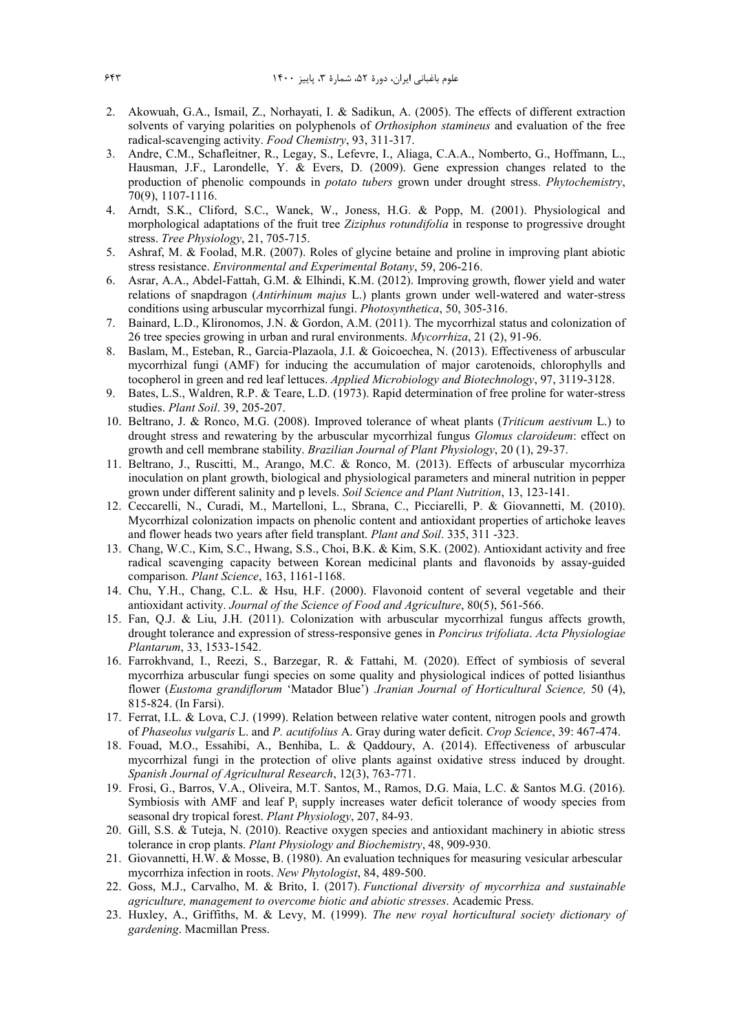2. Akowuah, G.A., Ismail, Z., Norhayati, I. & Sadikun, A. (2005). The effects of different extraction solvents of varying polarities on polyphenols of *Orthosiphon stamineus* and evaluation of the free radical-scavenging activity. *Food Chemistry*, 93, 311-317.
3. Andre, C.M., Schafleitner, R., Legay, S., Lefevre, I., Aliaga, C.A.A., Nomberto, G., Hoffmann, L., Hausman, J.F., Larondelle, Y. & Evers, D. (2009). Gene expression changes related to the production of phenolic compounds in *potato tubers* grown under drought stress. *Phytochemistry*, 70(9), 1107-1116.
4. Arndt, S.K., Cliford, S.C., Wanek, W., Joness, H.G. & Popp, M. (2001). Physiological and morphological adaptations of the fruit tree *Ziziphus rotundifolia* in response to progressive drought stress. *Tree Physiology*, 21, 705-715.
5. Ashraf, M. & Foolad, M.R. (2007). Roles of glycine betaine and proline in improving plant abiotic stress resistance. *Environmental and Experimental Botany*, 59, 206-216.
6. Asrar, A.A., Abdel-Fattah, G.M. & Elhindi, K.M. (2012). Improving growth, flower yield and water relations of snapdragon (*Antirhinum majus* L.) plants grown under well-watered and water-stress conditions using arbuscular mycorrhizal fungi. *Photosynthetica*, 50, 305-316.
7. Bainard, L.D., Klironomos, J.N. & Gordon, A.M. (2011). The mycorrhizal status and colonization of 26 tree species growing in urban and rural environments. *Mycorrhiza*, 21 (2), 91-96.
8. Baslam, M., Esteban, R., Garcia-Plazaola, J.I. & Goicoechea, N. (2013). Effectiveness of arbuscular mycorrhizal fungi (AMF) for inducing the accumulation of major carotenoids, chlorophylls and tocopherol in green and red leaf lettuces. *Applied Microbiology and Biotechnology*, 97, 3119-3128.
9. Bates, L.S., Waldren, R.P. & Teare, L.D. (1973). Rapid determination of free proline for water-stress studies. *Plant Soil*. 39, 205-207.
10. Beltrano, J. & Ronco, M.G. (2008). Improved tolerance of wheat plants (*Triticum aestivum* L.) to drought stress and rewatering by the arbuscular mycorrhizal fungus *Glomus claroideum*: effect on growth and cell membrane stability. *Brazilian Journal of Plant Physiology*, 20 (1), 29-37.
11. Beltrano, J., Ruscitti, M., Arango, M.C. & Ronco, M. (2013). Effects of arbuscular mycorrhiza inoculation on plant growth, biological and physiological parameters and mineral nutrition in pepper grown under different salinity and p levels. *Soil Science and Plant Nutrition*, 13, 123-141.
12. Ceccarelli, N., Curadi, M., Martelloni, L., Sbrana, C., Picciarelli, P. & Giovannetti, M. (2010). Mycorrhizal colonization impacts on phenolic content and antioxidant properties of artichoke leaves and flower heads two years after field transplant. *Plant and Soil*. 335, 311 -323.
13. Chang, W.C., Kim, S.C., Hwang, S.S., Choi, B.K. & Kim, S.K. (2002). Antioxidant activity and free radical scavenging capacity between Korean medicinal plants and flavonoids by assay-guided comparison. *Plant Science*, 163, 1161-1168.
14. Chu, Y.H., Chang, C.L. & Hsu, H.F. (2000). Flavonoid content of several vegetable and their antioxidant activity. *Journal of the Science of Food and Agriculture*, 80(5), 561-566.
15. Fan, Q.J. & Liu, J.H. (2011). Colonization with arbuscular mycorrhizal fungus affects growth, drought tolerance and expression of stress-responsive genes in *Poncirus trifoliata*. *Acta Physiologiae Plantarum*, 33, 1533-1542.
16. Farrokhvand, I., Reezi, S., Barzegar, R. & Fattahi, M. (2020). Effect of symbiosis of several mycorrhiza arbuscular fungi species on some quality and physiological indices of potted lisianthus flower (*Eustoma grandiflorum* 'Matador Blue') .*Iranian Journal of Horticultural Science,* 50 (4), 815-824. (In Farsi).
17. Ferrat, I.L. & Lova, C.J. (1999). Relation between relative water content, nitrogen pools and growth of *Phaseolus vulgaris* L. and *P. acutifolius* A. Gray during water deficit. *Crop Science*, 39: 467-474.
18. Fouad, M.O., Essahibi, A., Benhiba, L. & Qaddoury, A. (2014). Effectiveness of arbuscular mycorrhizal fungi in the protection of olive plants against oxidative stress induced by drought. *Spanish Journal of Agricultural Research*, 12(3), 763-771.
19. Frosi, G., Barros, V.A., Oliveira, M.T. Santos, M., Ramos, D.G. Maia, L.C. & Santos M.G. (2016). Symbiosis with AMF and leaf $P_i$ supply increases water deficit tolerance of woody species from seasonal dry tropical forest. *Plant Physiology*, 207, 84-93.
20. Gill, S.S. & Tuteja, N. (2010). Reactive oxygen species and antioxidant machinery in abiotic stress tolerance in crop plants. *Plant Physiology and Biochemistry*, 48, 909-930.
21. Giovannetti, H.W. & Mosse, B. (1980). An evaluation techniques for measuring vesicular arbescular mycorrhiza infection in roots. *New Phytologist*, 84, 489-500.
22. Goss, M.J., Carvalho, M. & Brito, I. (2017). *Functional diversity of mycorrhiza and sustainable agriculture, management to overcome biotic and abiotic stresses*. Academic Press.
23. Huxley, A., Griffiths, M. & Levy, M. (1999). *The new royal horticultural society dictionary of gardening*. Macmillan Press.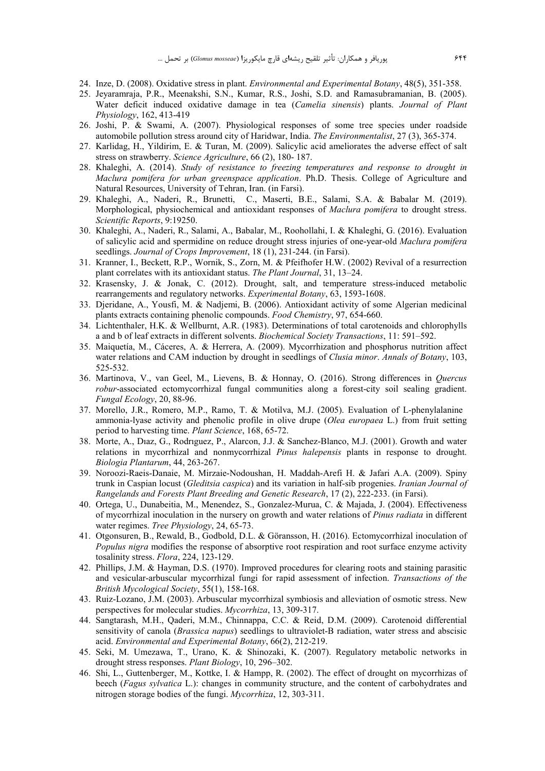24. Inze, D. (2008). Oxidative stress in plant. *Environmental and Experimental Botany*, 48(5), 351-358.
25. Jeyaramraja, P.R., Meenakshi, S.N., Kumar, R.S., Joshi, S.D. and Ramasubramanian, B. (2005). Water deficit induced oxidative damage in tea (*Camelia sinensis*) plants. *Journal of Plant Physiology*, 162, 413-419
26. Joshi, P. & Swami, A. (2007). Physiological responses of some tree species under roadside automobile pollution stress around city of Haridwar, India. *The Environmentalist*, 27 (3), 365-374.
27. Karlidag, H., Yildirim, E. & Turan, M. (2009). Salicylic acid ameliorates the adverse effect of salt stress on strawberry. *Science Agriculture*, 66 (2), 180- 187.
28. Khaleghi, A. (2014). *Study of resistance to freezing temperatures and response to drought in Maclura pomifera for urban greenspace application*. Ph.D. Thesis. College of Agriculture and Natural Resources, University of Tehran, Iran. (in Farsi).
29. Khaleghi, A., Naderi, R., Brunetti, C., Maserti, B.E., Salami, S.A. & Babalar M. (2019). Morphological, physiochemical and antioxidant responses of *Maclura pomifera* to drought stress. *Scientific Reports*, 9:19250.
30. Khaleghi, A., Naderi, R., Salami, A., Babalar, M., Roohollahi, I. & Khaleghi, G. (2016). Evaluation of salicylic acid and spermidine on reduce drought stress injuries of one-year-old *Maclura pomifera* seedlings. *Journal of Crops Improvement*, 18 (1), 231-244. (in Farsi).
31. Kranner, I., Beckett, R.P., Wornik, S., Zorn, M. & Pfeifhofer H.W. (2002) Revival of a resurrection plant correlates with its antioxidant status. *The Plant Journal*, 31, 13–24.
32. Krasensky, J. & Jonak, C. (2012). Drought, salt, and temperature stress-induced metabolic rearrangements and regulatory networks. *Experimental Botany*, 63, 1593-1608.
33. Djeridane, A., Yousfi, M. & Nadjemi, B. (2006). Antioxidant activity of some Algerian medicinal plants extracts containing phenolic compounds. *Food Chemistry*, 97, 654-660.
34. Lichtenthaler, H.K. & Wellburnt, A.R. (1983). Determinations of total carotenoids and chlorophylls a and b of leaf extracts in different solvents. *Biochemical Society Transactions*, 11: 591–592.
35. Maiquetía, M., Cáceres, A. & Herrera, A. (2009). Mycorrhization and phosphorus nutrition affect water relations and CAM induction by drought in seedlings of *Clusia minor*. *Annals of Botany*, 103, 525-532.
36. Martinova, V., van Geel, M., Lievens, B. & Honnay, O. (2016). Strong differences in *Quercus robur*-associated ectomycorrhizal fungal communities along a forest-city soil sealing gradient. *Fungal Ecology*, 20, 88-96.
37. Morello, J.R., Romero, M.P., Ramo, T. & Motilva, M.J. (2005). Evaluation of L-phenylalanine ammonia-lyase activity and phenolic profile in olive drupe (*Olea europaea* L.) from fruit setting period to harvesting time. *Plant Science*, 168, 65-72.
38. Morte, A., Dıaz, G., Rodrıguez, P., Alarcon, J.J. & Sanchez-Blanco, M.J. (2001). Growth and water relations in mycorrhizal and nonmycorrhizal *Pinus halepensis* plants in response to drought. *Biologia Plantarum*, 44, 263-267.
39. Noroozi-Raeis-Danaie, M. Mirzaie-Nodoushan, H. Maddah-Arefi H. & Jafari A.A. (2009). Spiny trunk in Caspian locust (*Gleditsia caspica*) and its variation in half-sib progenies. *Iranian Journal of Rangelands and Forests Plant Breeding and Genetic Research*, 17 (2), 222-233. (in Farsi).
40. Ortega, U., Dunabeitia, M., Menendez, S., Gonzalez-Murua, C. & Majada, J. (2004). Effectiveness of mycorrhizal inoculation in the nursery on growth and water relations of *Pinus radiata* in different water regimes. *Tree Physiology*, 24, 65-73.
41. Otgonsuren, B., Rewald, B., Godbold, D.L. & Göransson, H. (2016). Ectomycorrhizal inoculation of *Populus nigra* modifies the response of absorptive root respiration and root surface enzyme activity tosalinity stress. *Flora*, 224, 123-129.
42. Phillips, J.M. & Hayman, D.S. (1970). Improved procedures for clearing roots and staining parasitic and vesicular-arbuscular mycorrhizal fungi for rapid assessment of infection. *Transactions of the British Mycological Society*, 55(1), 158-168.
43. Ruiz-Lozano, J.M. (2003). Arbuscular mycorrhizal symbiosis and alleviation of osmotic stress. New perspectives for molecular studies. *Mycorrhiza*, 13, 309-317.
44. Sangtarash, M.H., Qaderi, M.M., Chinnappa, C.C. & Reid, D.M. (2009). Carotenoid differential sensitivity of canola (*Brassica napus*) seedlings to ultraviolet-B radiation, water stress and abscisic acid. *Environmental and Experimental Botany*, 66(2), 212-219.
45. Seki, M. Umezawa, T., Urano, K. & Shinozaki, K. (2007). Regulatory metabolic networks in drought stress responses. *Plant Biology*, 10, 296–302.
46. Shi, L., Guttenberger, M., Kottke, I. & Hampp, R. (2002). The effect of drought on mycorrhizas of beech (*Fagus sylvatica* L.): changes in community structure, and the content of carbohydrates and nitrogen storage bodies of the fungi. *Mycorrhiza*, 12, 303-311.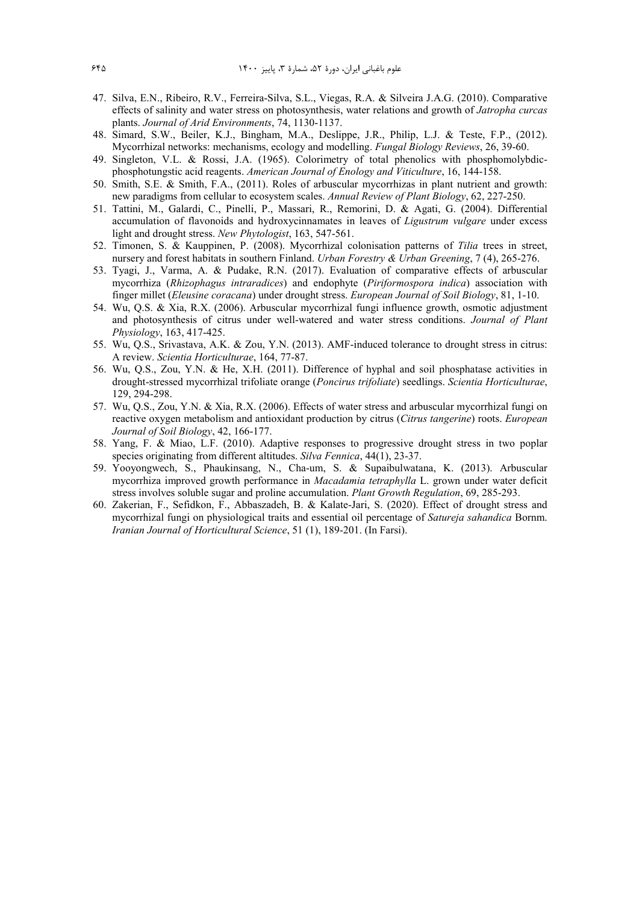47. Silva, E.N., Ribeiro, R.V., Ferreira-Silva, S.L., Viegas, R.A. & Silveira J.A.G. (2010). Comparative effects of salinity and water stress on photosynthesis, water relations and growth of *Jatropha curcas* plants. *Journal of Arid Environments*, 74, 1130-1137.
48. Simard, S.W., Beiler, K.J., Bingham, M.A., Deslippe, J.R., Philip, L.J. & Teste, F.P., (2012). Mycorrhizal networks: mechanisms, ecology and modelling. *Fungal Biology Reviews*, 26, 39-60.
49. Singleton, V.L. & Rossi, J.A. (1965). Colorimetry of total phenolics with phosphomolybdic-phosphotungstic acid reagents. *American Journal of Enology and Viticulture*, 16, 144-158.
50. Smith, S.E. & Smith, F.A., (2011). Roles of arbuscular mycorrhizas in plant nutrient and growth: new paradigms from cellular to ecosystem scales. *Annual Review of Plant Biology*, 62, 227-250.
51. Tattini, M., Galardi, C., Pinelli, P., Massari, R., Remorini, D. & Agati, G. (2004). Differential accumulation of flavonoids and hydroxycinnamates in leaves of *Ligustrum vulgare* under excess light and drought stress. *New Phytologist*, 163, 547-561.
52. Timonen, S. & Kauppinen, P. (2008). Mycorrhizal colonisation patterns of *Tilia* trees in street, nursery and forest habitats in southern Finland. *Urban Forestry & Urban Greening*, 7 (4), 265-276.
53. Tyagi, J., Varma, A. & Pudake, R.N. (2017). Evaluation of comparative effects of arbuscular mycorrhiza (*Rhizophagus intraradices*) and endophyte (*Piriformospora indica*) association with finger millet (*Eleusine coracana*) under drought stress. *European Journal of Soil Biology*, 81, 1-10.
54. Wu, Q.S. & Xia, R.X. (2006). Arbuscular mycorrhizal fungi influence growth, osmotic adjustment and photosynthesis of citrus under well-watered and water stress conditions. *Journal of Plant Physiology*, 163, 417-425.
55. Wu, Q.S., Srivastava, A.K. & Zou, Y.N. (2013). AMF-induced tolerance to drought stress in citrus: A review. *Scientia Horticulturae*, 164, 77-87.
56. Wu, Q.S., Zou, Y.N. & He, X.H. (2011). Difference of hyphal and soil phosphatase activities in drought-stressed mycorrhizal trifoliate orange (*Poncirus trifoliate*) seedlings. *Scientia Horticulturae*, 129, 294-298.
57. Wu, Q.S., Zou, Y.N. & Xia, R.X. (2006). Effects of water stress and arbuscular mycorrhizal fungi on reactive oxygen metabolism and antioxidant production by citrus (*Citrus tangerine*) roots. *European Journal of Soil Biology*, 42, 166-177.
58. Yang, F. & Miao, L.F. (2010). Adaptive responses to progressive drought stress in two poplar species originating from different altitudes. *Silva Fennica*, 44(1), 23-37.
59. Yooyongwech, S., Phaukinsang, N., Cha-um, S. & Supaibulwatana, K. (2013). Arbuscular mycorrhiza improved growth performance in *Macadamia tetraphylla* L. grown under water deficit stress involves soluble sugar and proline accumulation. *Plant Growth Regulation*, 69, 285-293.
60. Zakerian, F., Sefidkon, F., Abbaszadeh, B. & Kalate-Jari, S. (2020). Effect of drought stress and mycorrhizal fungi on physiological traits and essential oil percentage of *Satureja sahandica* Bornm. *Iranian Journal of Horticultural Science*, 51 (1), 189-201. (In Farsi).